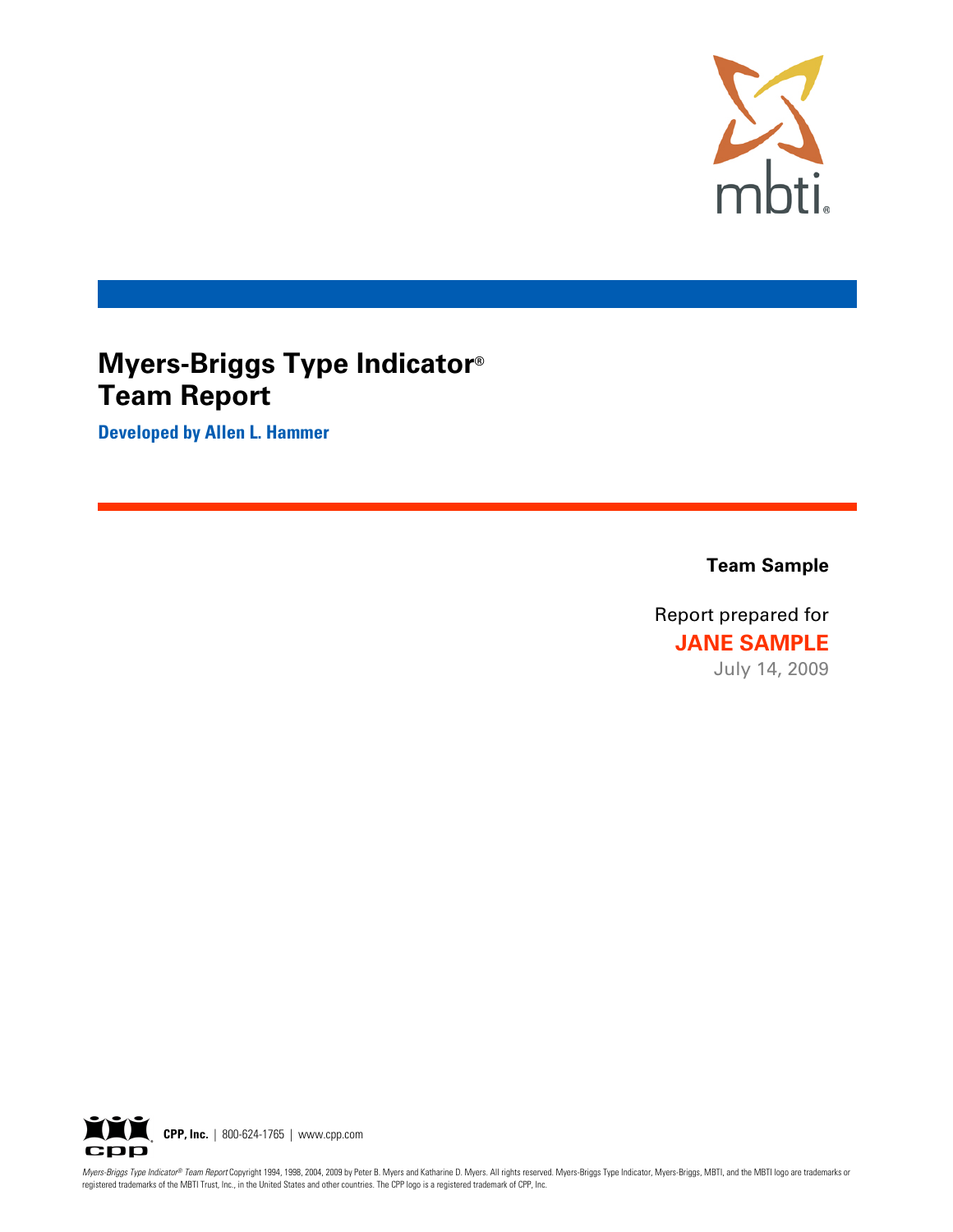mbti®

# Myers-Briggs Type Indicator® Team Report

**Developed by Allen L. Hammer**

**Team Sample**

Report prepared for

**JANE SAMPLE**

July 14, 2009

**CPP, Inc.** | 800-624-1765 | www.cpp.com

*Myers-Briggs Type Indicator® Team Report* Copyright 1994, 1998, 2004, 2009 by Peter B. Myers and Katharine D. Myers. All rights reserved. Myers-Briggs Type Indicator, Myers-Briggs, MBTI, and the MBTI logo are trademarks or registered trademarks of the MBTI Trust, Inc., in the United States and other countries. The CPP logo is a registered trademark of CPP, Inc.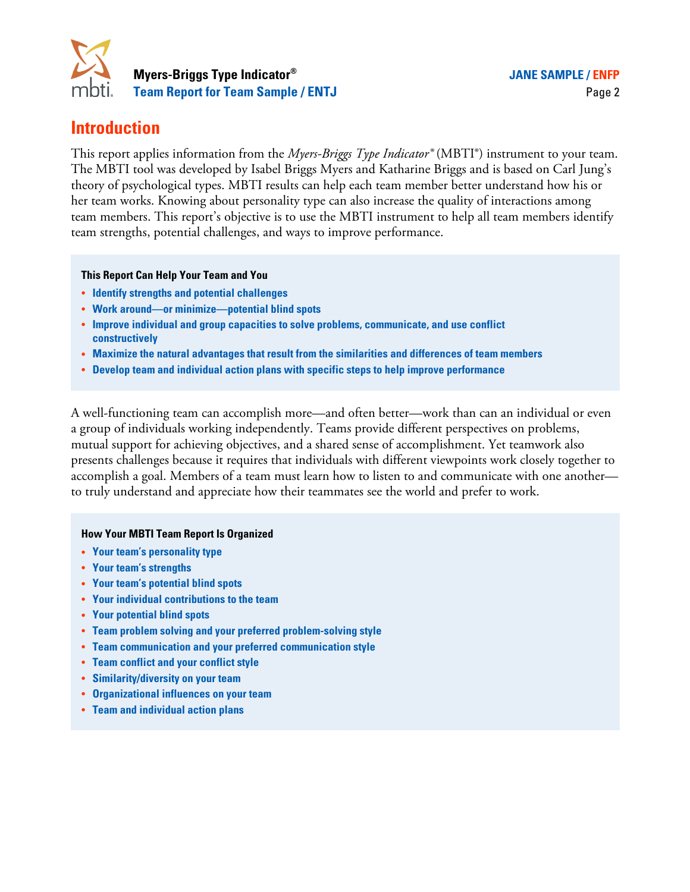## Introduction

This report applies information from the *Myers-Briggs Type Indicator®* (MBTI®) instrument to your team. The MBTI tool was developed by Isabel Briggs Myers and Katharine Briggs and is based on Carl Jung's theory of psychological types. MBTI results can help each team member better understand how his or her team works. Knowing about personality type can also increase the quality of interactions among team members. This report's objective is to use the MBTI instrument to help all team members identify team strengths, potential challenges, and ways to improve performance.

**This Report Can Help Your Team and You**

- **Identify strengths and potential challenges**
- **Work around—or minimize—potential blind spots**
- **Improve individual and group capacities to solve problems, communicate, and use conflict constructively**
- **Maximize the natural advantages that result from the similarities and differences of team members**
- **Develop team and individual action plans with specific steps to help improve performance**

A well-functioning team can accomplish more—and often better—work than can an individual or even a group of individuals working independently. Teams provide different perspectives on problems, mutual support for achieving objectives, and a shared sense of accomplishment. Yet teamwork also presents challenges because it requires that individuals with different viewpoints work closely together to accomplish a goal. Members of a team must learn how to listen to and communicate with one another—to truly understand and appreciate how their teammates see the world and prefer to work.

**How Your MBTI Team Report Is Organized**

- **Your team's personality type**
- **Your team's strengths**
- **Your team's potential blind spots**
- **Your individual contributions to the team**
- **Your potential blind spots**
- **Team problem solving and your preferred problem-solving style**
- **Team communication and your preferred communication style**
- **Team conflict and your conflict style**
- **Similarity/diversity on your team**
- **Organizational influences on your team**
- **Team and individual action plans**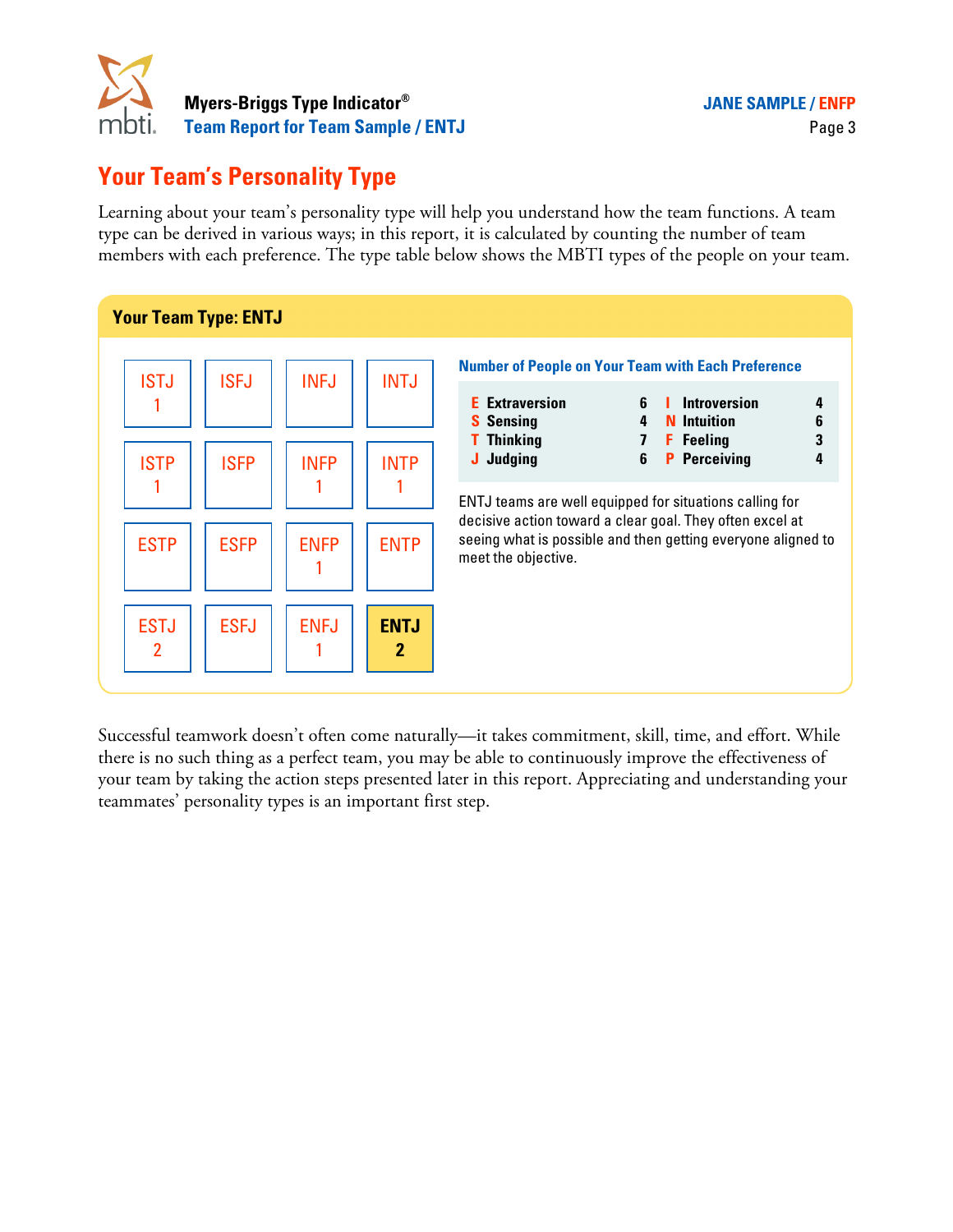## Your Team's Personality Type

Learning about your team's personality type will help you understand how the team functions. A team type can be derived in various ways; in this report, it is calculated by counting the number of team members with each preference. The type table below shows the MBTI types of the people on your team.

### Your Team Type: ENTJ

| | | | |
|---|---|---|---|
| ISTJ 1 | ISFJ | INFJ | INTJ |
| ISTP 1 | ISFP | INFP 1 | INTP 1 |
| ESTP | ESFP | ENFP 1 | ENTP |
| ESTJ 2 | ESFJ | ENFJ 1 | **ENTJ 2** |

**Number of People on Your Team with Each Preference**

| | | | |
|---|---|---|---|
| **E Extraversion** | **6** | **I Introversion** | **4** |
| **S Sensing** | **4** | **N Intuition** | **6** |
| **T Thinking** | **7** | **F Feeling** | **3** |
| **J Judging** | **6** | **P Perceiving** | **4** |

ENTJ teams are well equipped for situations calling for decisive action toward a clear goal. They often excel at seeing what is possible and then getting everyone aligned to meet the objective.

Successful teamwork doesn't often come naturally—it takes commitment, skill, time, and effort. While there is no such thing as a perfect team, you may be able to continuously improve the effectiveness of your team by taking the action steps presented later in this report. Appreciating and understanding your teammates' personality types is an important first step.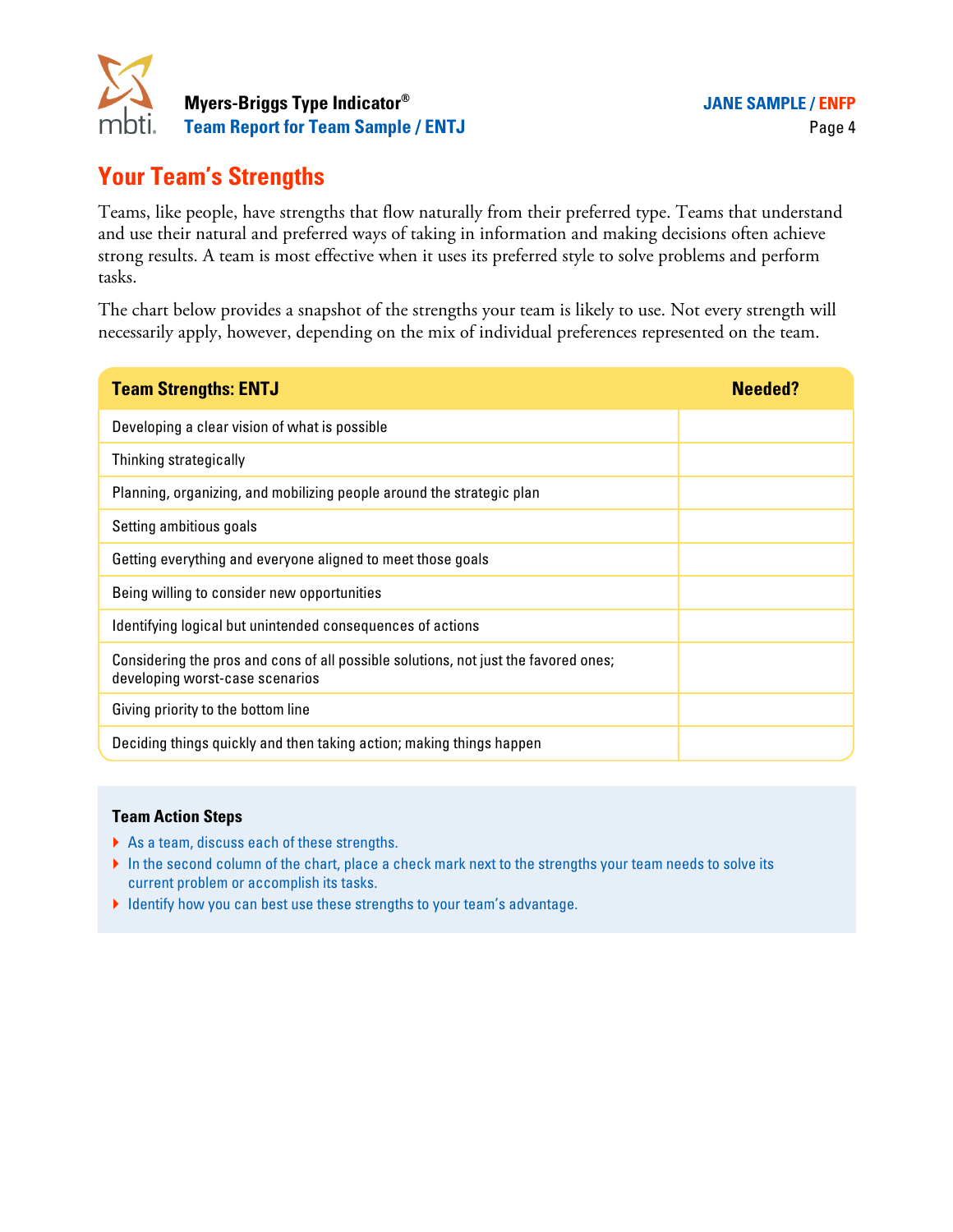## Your Team's Strengths

Teams, like people, have strengths that flow naturally from their preferred type. Teams that understand and use their natural and preferred ways of taking in information and making decisions often achieve strong results. A team is most effective when it uses its preferred style to solve problems and perform tasks.

The chart below provides a snapshot of the strengths your team is likely to use. Not every strength will necessarily apply, however, depending on the mix of individual preferences represented on the team.

| Team Strengths: ENTJ | Needed? |
|---|---|
| Developing a clear vision of what is possible | |
| Thinking strategically | |
| Planning, organizing, and mobilizing people around the strategic plan | |
| Setting ambitious goals | |
| Getting everything and everyone aligned to meet those goals | |
| Being willing to consider new opportunities | |
| Identifying logical but unintended consequences of actions | |
| Considering the pros and cons of all possible solutions, not just the favored ones; developing worst-case scenarios | |
| Giving priority to the bottom line | |
| Deciding things quickly and then taking action; making things happen | |

### Team Action Steps

- As a team, discuss each of these strengths.
- In the second column of the chart, place a check mark next to the strengths your team needs to solve its current problem or accomplish its tasks.
- Identify how you can best use these strengths to your team's advantage.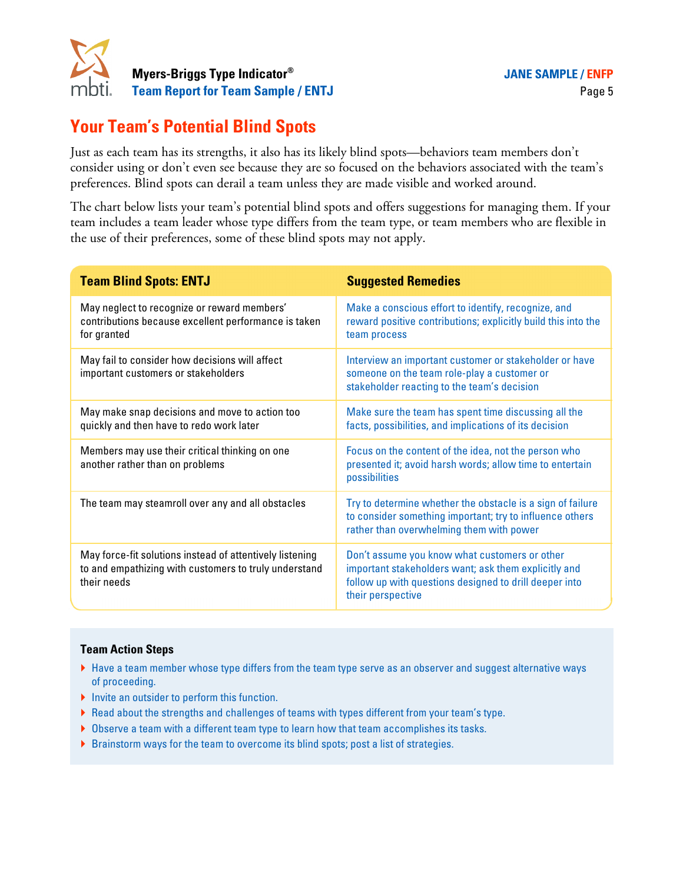# Your Team's Potential Blind Spots

Just as each team has its strengths, it also has its likely blind spots—behaviors team members don't consider using or don't even see because they are so focused on the behaviors associated with the team's preferences. Blind spots can derail a team unless they are made visible and worked around.

The chart below lists your team's potential blind spots and offers suggestions for managing them. If your team includes a team leader whose type differs from the team type, or team members who are flexible in the use of their preferences, some of these blind spots may not apply.

| Team Blind Spots: ENTJ | Suggested Remedies |
|---|---|
| May neglect to recognize or reward members' contributions because excellent performance is taken for granted | Make a conscious effort to identify, recognize, and reward positive contributions; explicitly build this into the team process |
| May fail to consider how decisions will affect important customers or stakeholders | Interview an important customer or stakeholder or have someone on the team role-play a customer or stakeholder reacting to the team's decision |
| May make snap decisions and move to action too quickly and then have to redo work later | Make sure the team has spent time discussing all the facts, possibilities, and implications of its decision |
| Members may use their critical thinking on one another rather than on problems | Focus on the content of the idea, not the person who presented it; avoid harsh words; allow time to entertain possibilities |
| The team may steamroll over any and all obstacles | Try to determine whether the obstacle is a sign of failure to consider something important; try to influence others rather than overwhelming them with power |
| May force-fit solutions instead of attentively listening to and empathizing with customers to truly understand their needs | Don't assume you know what customers or other important stakeholders want; ask them explicitly and follow up with questions designed to drill deeper into their perspective |

**Team Action Steps**

- Have a team member whose type differs from the team type serve as an observer and suggest alternative ways of proceeding.
- Invite an outsider to perform this function.
- Read about the strengths and challenges of teams with types different from your team's type.
- Observe a team with a different team type to learn how that team accomplishes its tasks.
- Brainstorm ways for the team to overcome its blind spots; post a list of strategies.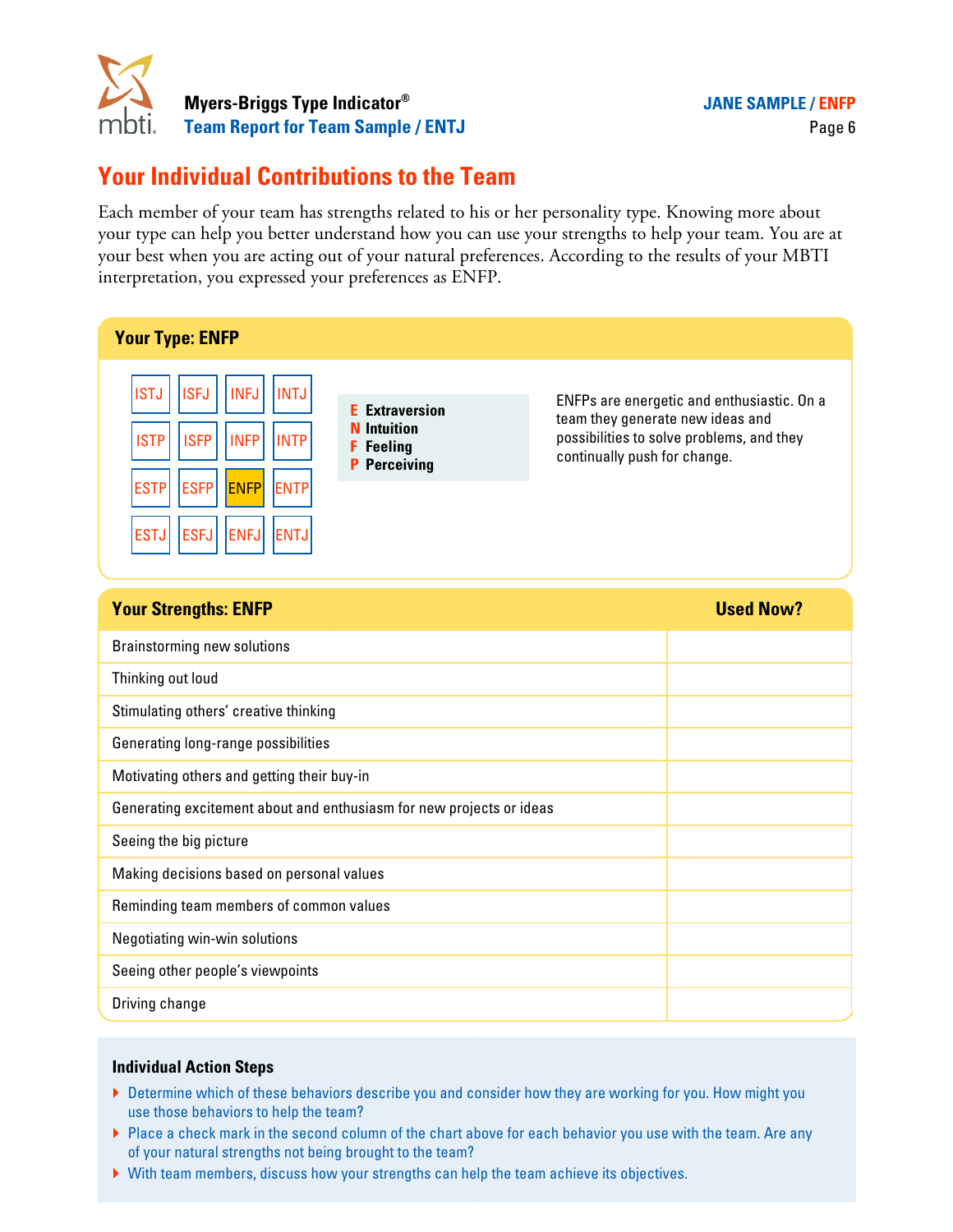## Your Individual Contributions to the Team

Each member of your team has strengths related to his or her personality type. Knowing more about your type can help you better understand how you can use your strengths to help your team. You are at your best when you are acting out of your natural preferences. According to the results of your MBTI interpretation, you expressed your preferences as ENFP.

### Your Type: ENFP

| | | | |
|---|---|---|---|
| ISTJ | ISFJ | INFJ | INTJ |
| ISTP | ISFP | INFP | INTP |
| ESTP | ESFP | **ENFP** | ENTP |
| ESTJ | ESFJ | ENFJ | ENTJ |

**E** Extraversion
**N** Intuition
**F** Feeling
**P** Perceiving

ENFPs are energetic and enthusiastic. On a team they generate new ideas and possibilities to solve problems, and they continually push for change.

| Your Strengths: ENFP | Used Now? |
|---|---|
| Brainstorming new solutions | |
| Thinking out loud | |
| Stimulating others' creative thinking | |
| Generating long-range possibilities | |
| Motivating others and getting their buy-in | |
| Generating excitement about and enthusiasm for new projects or ideas | |
| Seeing the big picture | |
| Making decisions based on personal values | |
| Reminding team members of common values | |
| Negotiating win-win solutions | |
| Seeing other people's viewpoints | |
| Driving change | |

**Individual Action Steps**

- Determine which of these behaviors describe you and consider how they are working for you. How might you use those behaviors to help the team?
- Place a check mark in the second column of the chart above for each behavior you use with the team. Are any of your natural strengths not being brought to the team?
- With team members, discuss how your strengths can help the team achieve its objectives.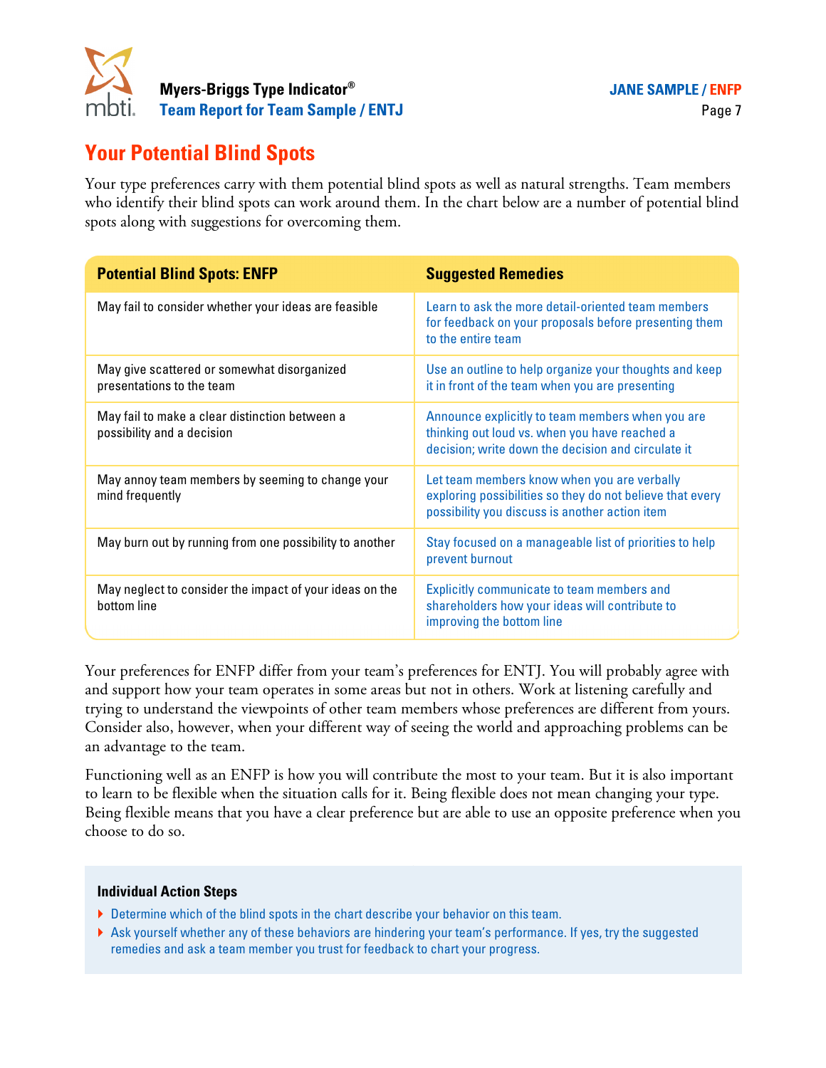## Your Potential Blind Spots

Your type preferences carry with them potential blind spots as well as natural strengths. Team members who identify their blind spots can work around them. In the chart below are a number of potential blind spots along with suggestions for overcoming them.

| Potential Blind Spots: ENFP | Suggested Remedies |
|---|---|
| May fail to consider whether your ideas are feasible | Learn to ask the more detail-oriented team members for feedback on your proposals before presenting them to the entire team |
| May give scattered or somewhat disorganized presentations to the team | Use an outline to help organize your thoughts and keep it in front of the team when you are presenting |
| May fail to make a clear distinction between a possibility and a decision | Announce explicitly to team members when you are thinking out loud vs. when you have reached a decision; write down the decision and circulate it |
| May annoy team members by seeming to change your mind frequently | Let team members know when you are verbally exploring possibilities so they do not believe that every possibility you discuss is another action item |
| May burn out by running from one possibility to another | Stay focused on a manageable list of priorities to help prevent burnout |
| May neglect to consider the impact of your ideas on the bottom line | Explicitly communicate to team members and shareholders how your ideas will contribute to improving the bottom line |

Your preferences for ENFP differ from your team's preferences for ENTJ. You will probably agree with and support how your team operates in some areas but not in others. Work at listening carefully and trying to understand the viewpoints of other team members whose preferences are different from yours. Consider also, however, when your different way of seeing the world and approaching problems can be an advantage to the team.

Functioning well as an ENFP is how you will contribute the most to your team. But it is also important to learn to be flexible when the situation calls for it. Being flexible does not mean changing your type. Being flexible means that you have a clear preference but are able to use an opposite preference when you choose to do so.

**Individual Action Steps**

- Determine which of the blind spots in the chart describe your behavior on this team.
- Ask yourself whether any of these behaviors are hindering your team's performance. If yes, try the suggested remedies and ask a team member you trust for feedback to chart your progress.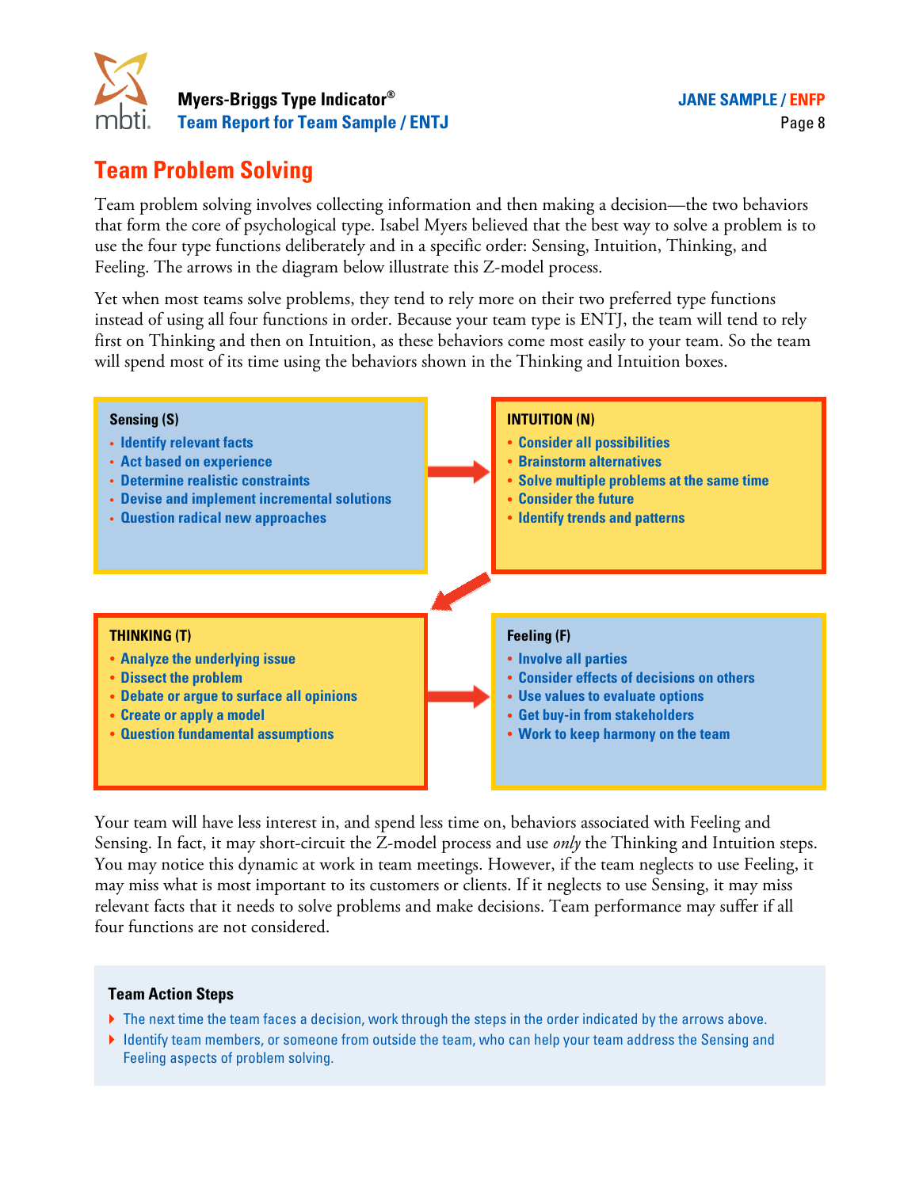## Team Problem Solving

Team problem solving involves collecting information and then making a decision—the two behaviors that form the core of psychological type. Isabel Myers believed that the best way to solve a problem is to use the four type functions deliberately and in a specific order: Sensing, Intuition, Thinking, and Feeling. The arrows in the diagram below illustrate this Z-model process.

Yet when most teams solve problems, they tend to rely more on their two preferred type functions instead of using all four functions in order. Because your team type is ENTJ, the team will tend to rely first on Thinking and then on Intuition, as these behaviors come most easily to your team. So the team will spend most of its time using the behaviors shown in the Thinking and Intuition boxes.

**Sensing (S)**

- Identify relevant facts
- Act based on experience
- Determine realistic constraints
- Devise and implement incremental solutions
- Question radical new approaches

**INTUITION (N)**

- Consider all possibilities
- Brainstorm alternatives
- Solve multiple problems at the same time
- Consider the future
- Identify trends and patterns

**THINKING (T)**

- Analyze the underlying issue
- Dissect the problem
- Debate or argue to surface all opinions
- Create or apply a model
- Question fundamental assumptions

**Feeling (F)**

- Involve all parties
- Consider effects of decisions on others
- Use values to evaluate options
- Get buy-in from stakeholders
- Work to keep harmony on the team

Your team will have less interest in, and spend less time on, behaviors associated with Feeling and Sensing. In fact, it may short-circuit the Z-model process and use *only* the Thinking and Intuition steps. You may notice this dynamic at work in team meetings. However, if the team neglects to use Feeling, it may miss what is most important to its customers or clients. If it neglects to use Sensing, it may miss relevant facts that it needs to solve problems and make decisions. Team performance may suffer if all four functions are not considered.

### Team Action Steps

- The next time the team faces a decision, work through the steps in the order indicated by the arrows above.
- Identify team members, or someone from outside the team, who can help your team address the Sensing and Feeling aspects of problem solving.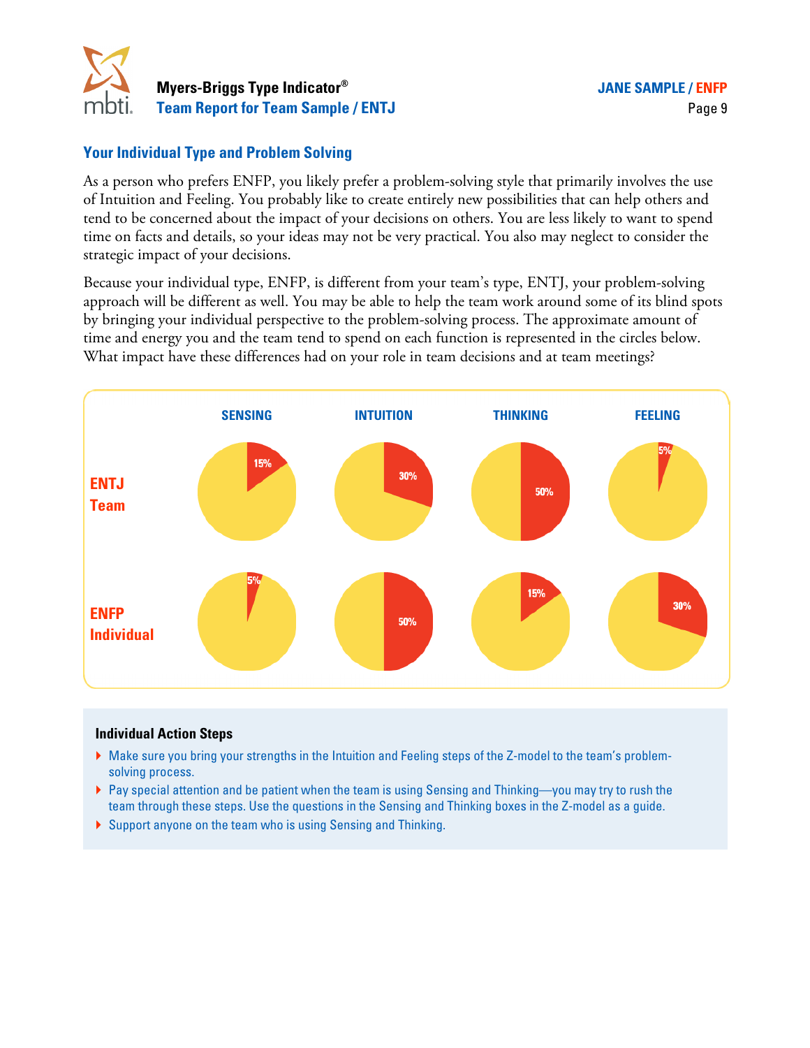## Your Individual Type and Problem Solving

As a person who prefers ENFP, you likely prefer a problem-solving style that primarily involves the use of Intuition and Feeling. You probably like to create entirely new possibilities that can help others and tend to be concerned about the impact of your decisions on others. You are less likely to want to spend time on facts and details, so your ideas may not be very practical. You also may neglect to consider the strategic impact of your decisions.

Because your individual type, ENFP, is different from your team's type, ENTJ, your problem-solving approach will be different as well. You may be able to help the team work around some of its blind spots by bringing your individual perspective to the problem-solving process. The approximate amount of time and energy you and the team tend to spend on each function is represented in the circles below. What impact have these differences had on your role in team decisions and at team meetings?

| | SENSING | INTUITION | THINKING | FEELING |
|---|---|---|---|---|
| ENTJ Team | 15% | 30% | 50% | 5% |
| ENFP Individual | 5% | 50% | 15% | 30% |

### Individual Action Steps

- Make sure you bring your strengths in the Intuition and Feeling steps of the Z-model to the team's problem-solving process.
- Pay special attention and be patient when the team is using Sensing and Thinking—you may try to rush the team through these steps. Use the questions in the Sensing and Thinking boxes in the Z-model as a guide.
- Support anyone on the team who is using Sensing and Thinking.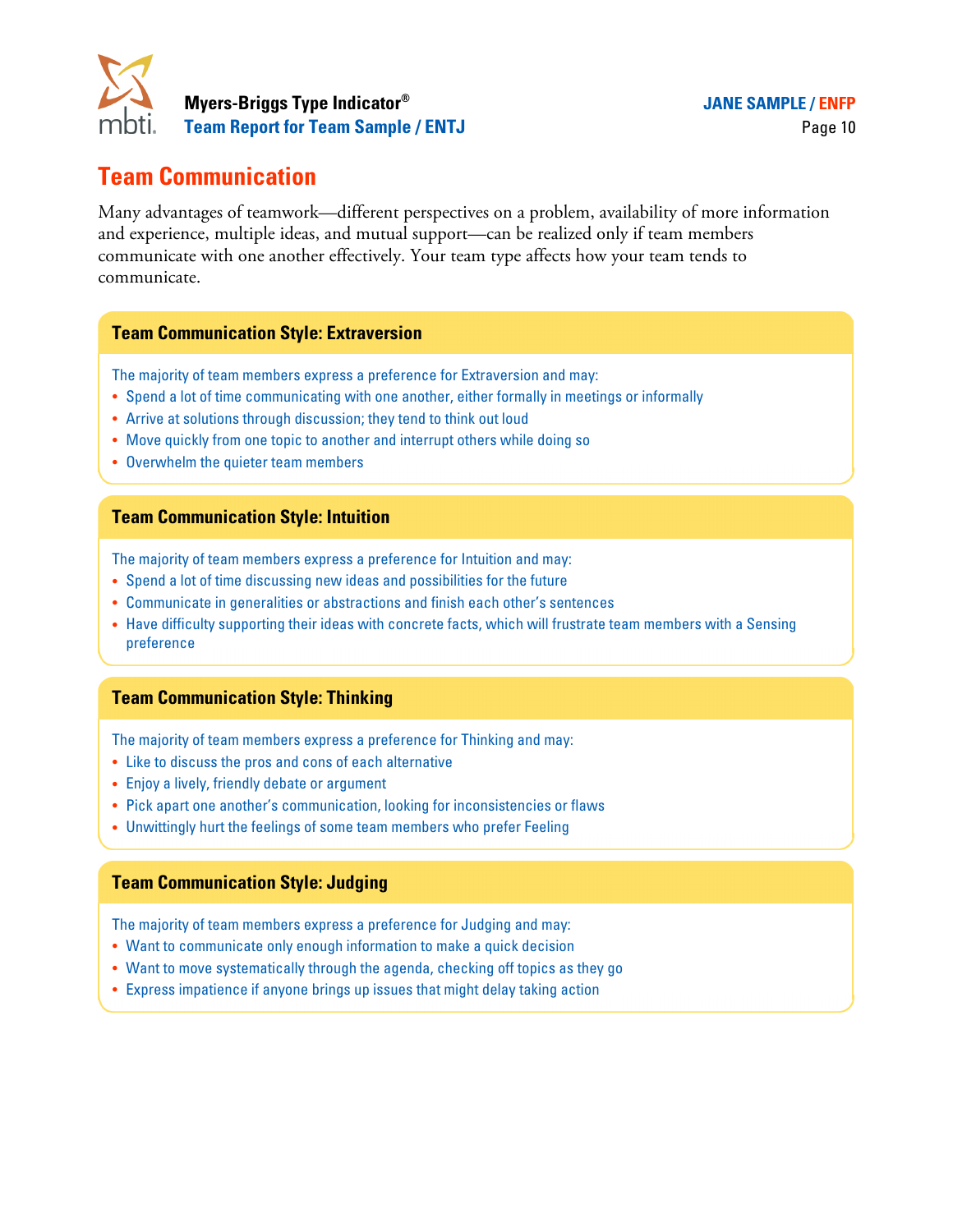## Team Communication

Many advantages of teamwork—different perspectives on a problem, availability of more information and experience, multiple ideas, and mutual support—can be realized only if team members communicate with one another effectively. Your team type affects how your team tends to communicate.

### Team Communication Style: Extraversion

The majority of team members express a preference for Extraversion and may:

- Spend a lot of time communicating with one another, either formally in meetings or informally
- Arrive at solutions through discussion; they tend to think out loud
- Move quickly from one topic to another and interrupt others while doing so
- Overwhelm the quieter team members

### Team Communication Style: Intuition

The majority of team members express a preference for Intuition and may:

- Spend a lot of time discussing new ideas and possibilities for the future
- Communicate in generalities or abstractions and finish each other's sentences
- Have difficulty supporting their ideas with concrete facts, which will frustrate team members with a Sensing preference

### Team Communication Style: Thinking

The majority of team members express a preference for Thinking and may:

- Like to discuss the pros and cons of each alternative
- Enjoy a lively, friendly debate or argument
- Pick apart one another's communication, looking for inconsistencies or flaws
- Unwittingly hurt the feelings of some team members who prefer Feeling

### Team Communication Style: Judging

The majority of team members express a preference for Judging and may:

- Want to communicate only enough information to make a quick decision
- Want to move systematically through the agenda, checking off topics as they go
- Express impatience if anyone brings up issues that might delay taking action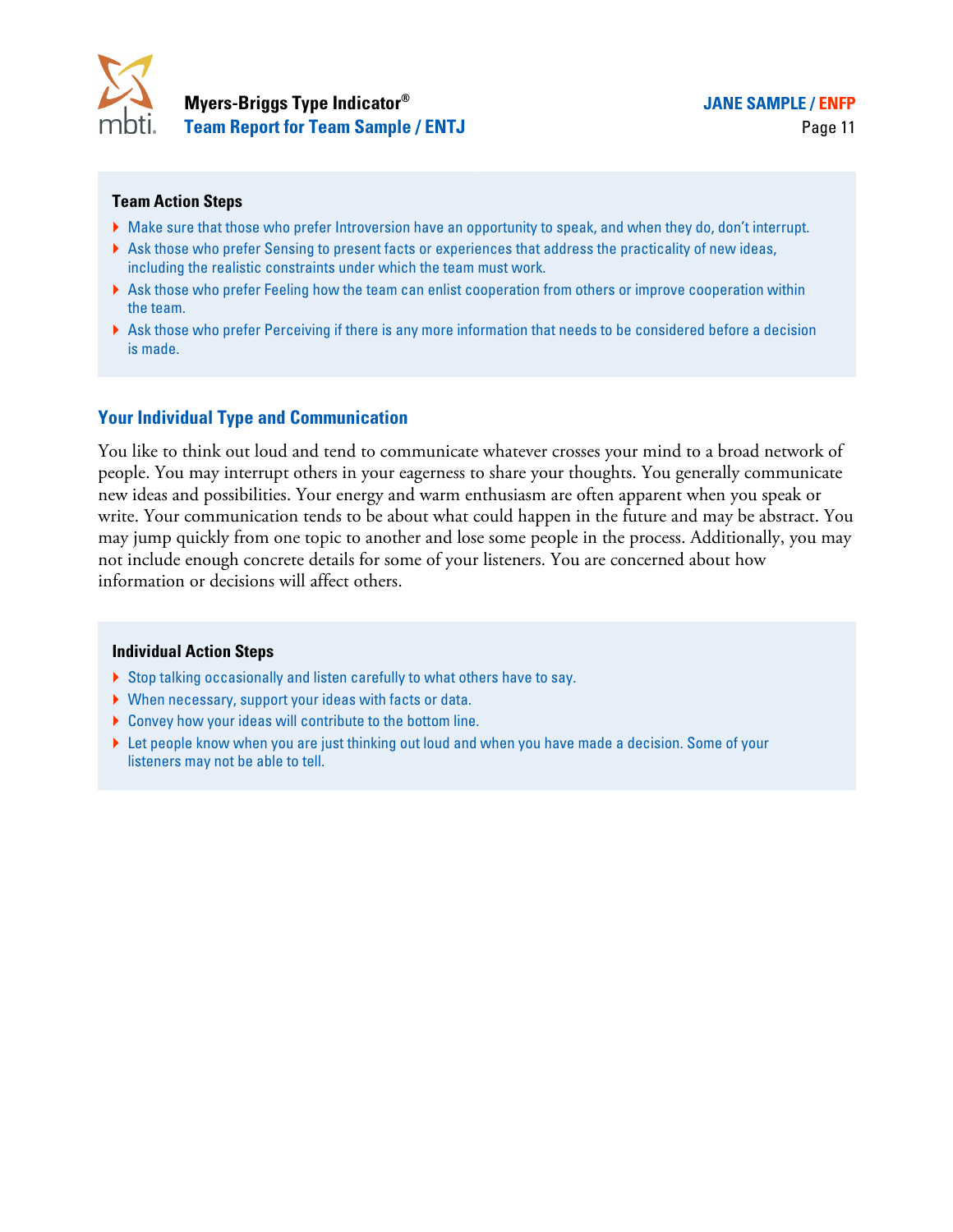### Team Action Steps

- Make sure that those who prefer Introversion have an opportunity to speak, and when they do, don't interrupt.
- Ask those who prefer Sensing to present facts or experiences that address the practicality of new ideas, including the realistic constraints under which the team must work.
- Ask those who prefer Feeling how the team can enlist cooperation from others or improve cooperation within the team.
- Ask those who prefer Perceiving if there is any more information that needs to be considered before a decision is made.

## Your Individual Type and Communication

You like to think out loud and tend to communicate whatever crosses your mind to a broad network of people. You may interrupt others in your eagerness to share your thoughts. You generally communicate new ideas and possibilities. Your energy and warm enthusiasm are often apparent when you speak or write. Your communication tends to be about what could happen in the future and may be abstract. You may jump quickly from one topic to another and lose some people in the process. Additionally, you may not include enough concrete details for some of your listeners. You are concerned about how information or decisions will affect others.

### Individual Action Steps

- Stop talking occasionally and listen carefully to what others have to say.
- When necessary, support your ideas with facts or data.
- Convey how your ideas will contribute to the bottom line.
- Let people know when you are just thinking out loud and when you have made a decision. Some of your listeners may not be able to tell.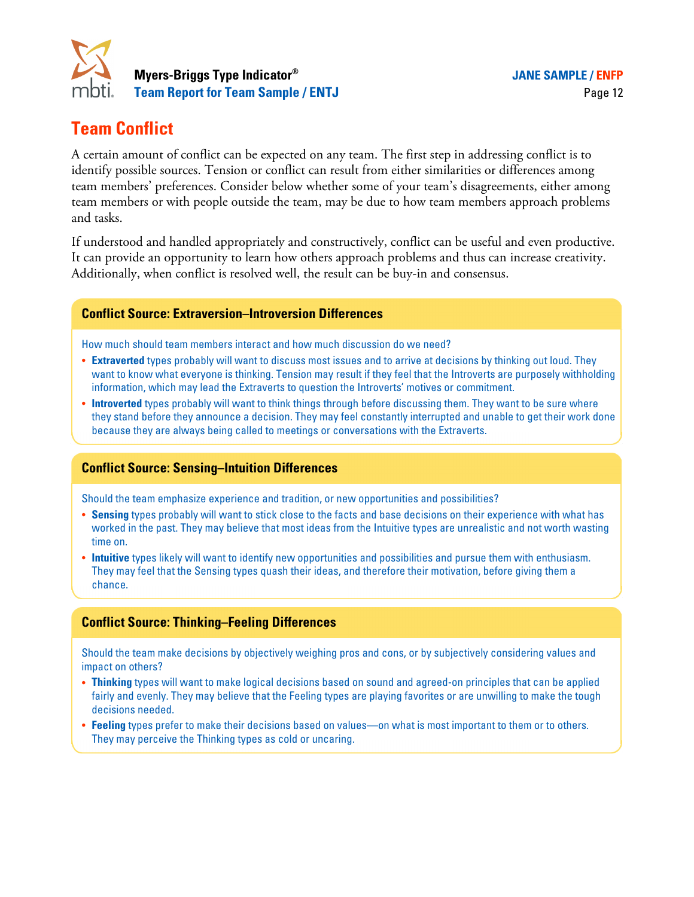# Team Conflict

A certain amount of conflict can be expected on any team. The first step in addressing conflict is to identify possible sources. Tension or conflict can result from either similarities or differences among team members' preferences. Consider below whether some of your team's disagreements, either among team members or with people outside the team, may be due to how team members approach problems and tasks.

If understood and handled appropriately and constructively, conflict can be useful and even productive. It can provide an opportunity to learn how others approach problems and thus can increase creativity. Additionally, when conflict is resolved well, the result can be buy-in and consensus.

## Conflict Source: Extraversion–Introversion Differences

How much should team members interact and how much discussion do we need?

- **Extraverted** types probably will want to discuss most issues and to arrive at decisions by thinking out loud. They want to know what everyone is thinking. Tension may result if they feel that the Introverts are purposely withholding information, which may lead the Extraverts to question the Introverts' motives or commitment.
- **Introverted** types probably will want to think things through before discussing them. They want to be sure where they stand before they announce a decision. They may feel constantly interrupted and unable to get their work done because they are always being called to meetings or conversations with the Extraverts.

## Conflict Source: Sensing–Intuition Differences

Should the team emphasize experience and tradition, or new opportunities and possibilities?

- **Sensing** types probably will want to stick close to the facts and base decisions on their experience with what has worked in the past. They may believe that most ideas from the Intuitive types are unrealistic and not worth wasting time on.
- **Intuitive** types likely will want to identify new opportunities and possibilities and pursue them with enthusiasm. They may feel that the Sensing types quash their ideas, and therefore their motivation, before giving them a chance.

## Conflict Source: Thinking–Feeling Differences

Should the team make decisions by objectively weighing pros and cons, or by subjectively considering values and impact on others?

- **Thinking** types will want to make logical decisions based on sound and agreed-on principles that can be applied fairly and evenly. They may believe that the Feeling types are playing favorites or are unwilling to make the tough decisions needed.
- **Feeling** types prefer to make their decisions based on values—on what is most important to them or to others. They may perceive the Thinking types as cold or uncaring.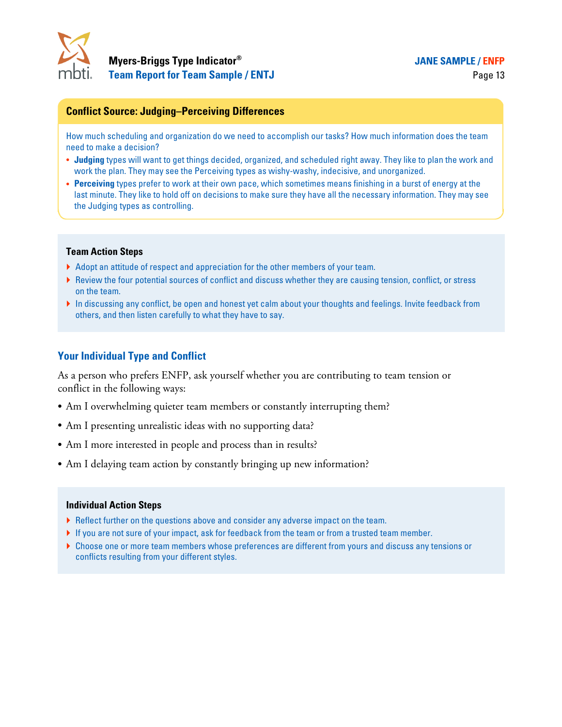## Conflict Source: Judging–Perceiving Differences

How much scheduling and organization do we need to accomplish our tasks? How much information does the team need to make a decision?

- **Judging** types will want to get things decided, organized, and scheduled right away. They like to plan the work and work the plan. They may see the Perceiving types as wishy-washy, indecisive, and unorganized.
- **Perceiving** types prefer to work at their own pace, which sometimes means finishing in a burst of energy at the last minute. They like to hold off on decisions to make sure they have all the necessary information. They may see the Judging types as controlling.

### Team Action Steps

- Adopt an attitude of respect and appreciation for the other members of your team.
- Review the four potential sources of conflict and discuss whether they are causing tension, conflict, or stress on the team.
- In discussing any conflict, be open and honest yet calm about your thoughts and feelings. Invite feedback from others, and then listen carefully to what they have to say.

## Your Individual Type and Conflict

As a person who prefers ENFP, ask yourself whether you are contributing to team tension or conflict in the following ways:

- Am I overwhelming quieter team members or constantly interrupting them?
- Am I presenting unrealistic ideas with no supporting data?
- Am I more interested in people and process than in results?
- Am I delaying team action by constantly bringing up new information?

### Individual Action Steps

- Reflect further on the questions above and consider any adverse impact on the team.
- If you are not sure of your impact, ask for feedback from the team or from a trusted team member.
- Choose one or more team members whose preferences are different from yours and discuss any tensions or conflicts resulting from your different styles.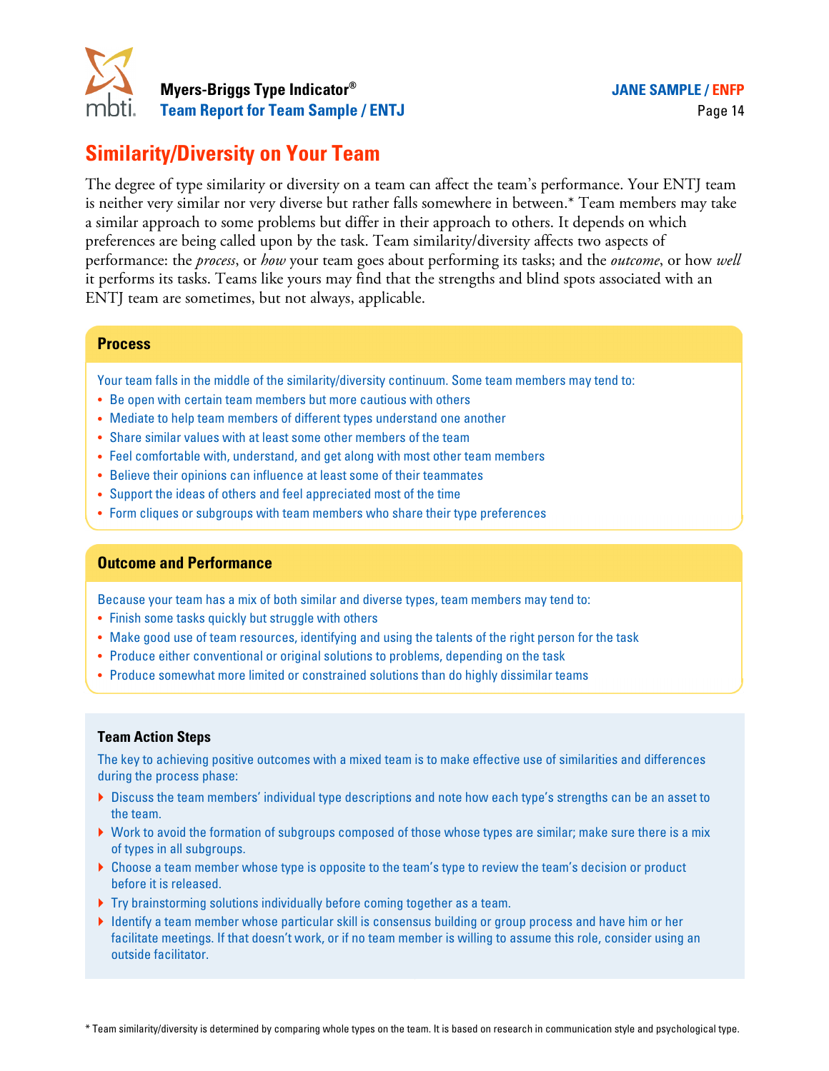# Similarity/Diversity on Your Team

The degree of type similarity or diversity on a team can affect the team's performance. Your ENTJ team is neither very similar nor very diverse but rather falls somewhere in between.* Team members may take a similar approach to some problems but differ in their approach to others. It depends on which preferences are being called upon by the task. Team similarity/diversity affects two aspects of performance: the *process*, or *how* your team goes about performing its tasks; and the *outcome*, or how *well* it performs its tasks. Teams like yours may find that the strengths and blind spots associated with an ENTJ team are sometimes, but not always, applicable.

## Process

Your team falls in the middle of the similarity/diversity continuum. Some team members may tend to:

- Be open with certain team members but more cautious with others
- Mediate to help team members of different types understand one another
- Share similar values with at least some other members of the team
- Feel comfortable with, understand, and get along with most other team members
- Believe their opinions can influence at least some of their teammates
- Support the ideas of others and feel appreciated most of the time
- Form cliques or subgroups with team members who share their type preferences

## Outcome and Performance

Because your team has a mix of both similar and diverse types, team members may tend to:

- Finish some tasks quickly but struggle with others
- Make good use of team resources, identifying and using the talents of the right person for the task
- Produce either conventional or original solutions to problems, depending on the task
- Produce somewhat more limited or constrained solutions than do highly dissimilar teams

### Team Action Steps

The key to achieving positive outcomes with a mixed team is to make effective use of similarities and differences during the process phase:

- Discuss the team members' individual type descriptions and note how each type's strengths can be an asset to the team.
- Work to avoid the formation of subgroups composed of those whose types are similar; make sure there is a mix of types in all subgroups.
- Choose a team member whose type is opposite to the team's type to review the team's decision or product before it is released.
- Try brainstorming solutions individually before coming together as a team.
- Identify a team member whose particular skill is consensus building or group process and have him or her facilitate meetings. If that doesn't work, or if no team member is willing to assume this role, consider using an outside facilitator.

* Team similarity/diversity is determined by comparing whole types on the team. It is based on research in communication style and psychological type.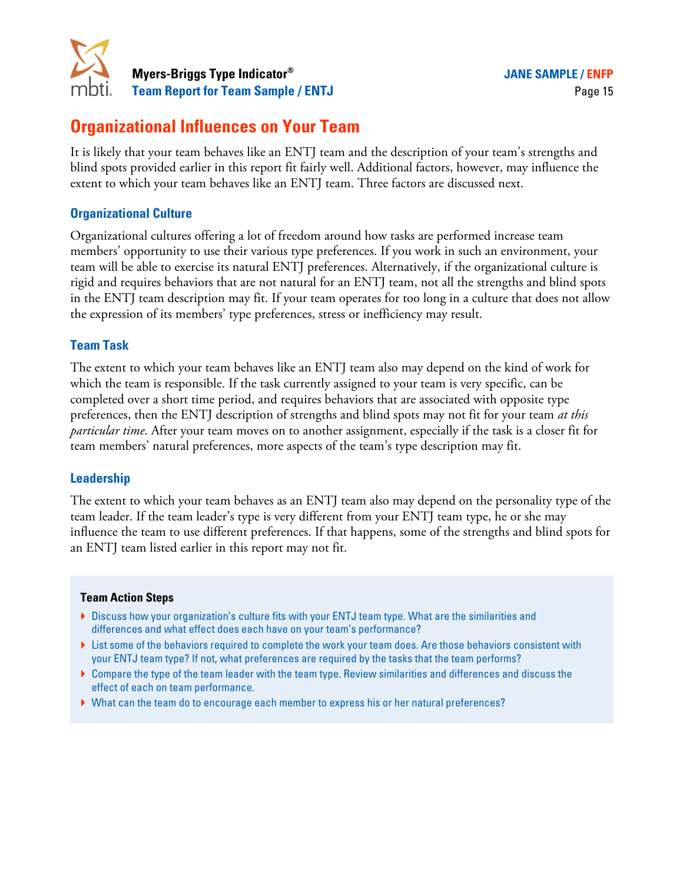# Organizational Influences on Your Team

It is likely that your team behaves like an ENTJ team and the description of your team's strengths and blind spots provided earlier in this report fit fairly well. Additional factors, however, may influence the extent to which your team behaves like an ENTJ team. Three factors are discussed next.

## Organizational Culture

Organizational cultures offering a lot of freedom around how tasks are performed increase team members' opportunity to use their various type preferences. If you work in such an environment, your team will be able to exercise its natural ENTJ preferences. Alternatively, if the organizational culture is rigid and requires behaviors that are not natural for an ENTJ team, not all the strengths and blind spots in the ENTJ team description may fit. If your team operates for too long in a culture that does not allow the expression of its members' type preferences, stress or inefficiency may result.

## Team Task

The extent to which your team behaves like an ENTJ team also may depend on the kind of work for which the team is responsible. If the task currently assigned to your team is very specific, can be completed over a short time period, and requires behaviors that are associated with opposite type preferences, then the ENTJ description of strengths and blind spots may not fit for your team *at this particular time*. After your team moves on to another assignment, especially if the task is a closer fit for team members' natural preferences, more aspects of the team's type description may fit.

## Leadership

The extent to which your team behaves as an ENTJ team also may depend on the personality type of the team leader. If the team leader's type is very different from your ENTJ team type, he or she may influence the team to use different preferences. If that happens, some of the strengths and blind spots for an ENTJ team listed earlier in this report may not fit.

**Team Action Steps**

- Discuss how your organization's culture fits with your ENTJ team type. What are the similarities and differences and what effect does each have on your team's performance?
- List some of the behaviors required to complete the work your team does. Are those behaviors consistent with your ENTJ team type? If not, what preferences are required by the tasks that the team performs?
- Compare the type of the team leader with the team type. Review similarities and differences and discuss the effect of each on team performance.
- What can the team do to encourage each member to express his or her natural preferences?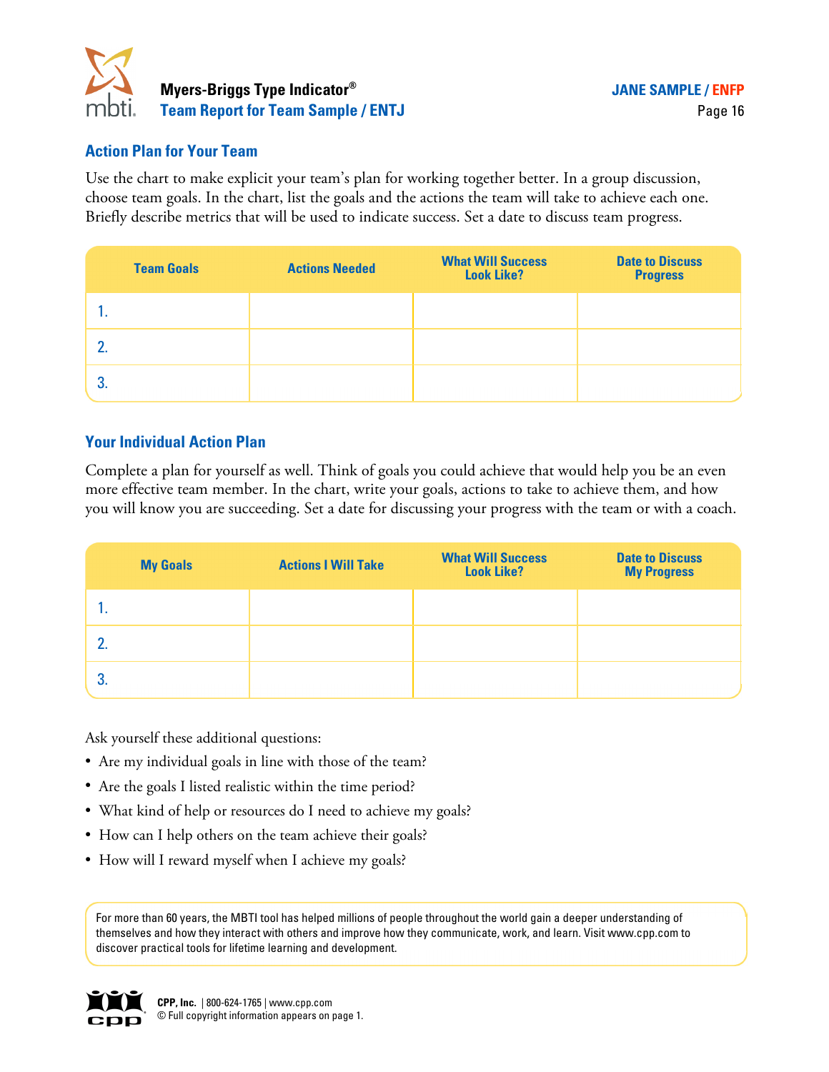## Action Plan for Your Team

Use the chart to make explicit your team's plan for working together better. In a group discussion, choose team goals. In the chart, list the goals and the actions the team will take to achieve each one. Briefly describe metrics that will be used to indicate success. Set a date to discuss team progress.

| Team Goals | Actions Needed | What Will Success Look Like? | Date to Discuss Progress |
|---|---|---|---|
| 1. | | | |
| 2. | | | |
| 3. | | | |

## Your Individual Action Plan

Complete a plan for yourself as well. Think of goals you could achieve that would help you be an even more effective team member. In the chart, write your goals, actions to take to achieve them, and how you will know you are succeeding. Set a date for discussing your progress with the team or with a coach.

| My Goals | Actions I Will Take | What Will Success Look Like? | Date to Discuss My Progress |
|---|---|---|---|
| 1. | | | |
| 2. | | | |
| 3. | | | |

Ask yourself these additional questions:

- Are my individual goals in line with those of the team?
- Are the goals I listed realistic within the time period?
- What kind of help or resources do I need to achieve my goals?
- How can I help others on the team achieve their goals?
- How will I reward myself when I achieve my goals?

For more than 60 years, the MBTI tool has helped millions of people throughout the world gain a deeper understanding of themselves and how they interact with others and improve how they communicate, work, and learn. Visit www.cpp.com to discover practical tools for lifetime learning and development.

**CPP, Inc.** | 800-624-1765 | www.cpp.com
© Full copyright information appears on page 1.